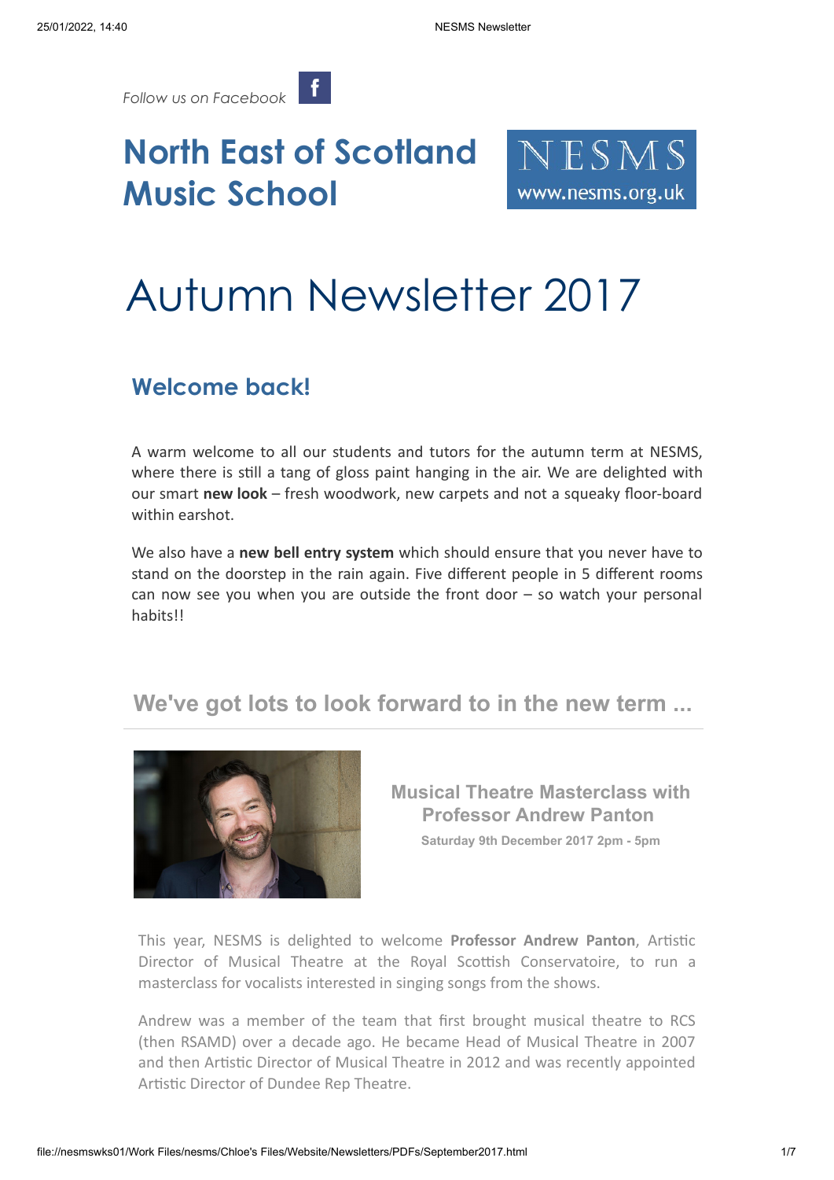*Follow us on Facebook*

# North East of Scotland Music School

NESMS
www.nesms.org.uk

# Autumn Newsletter 2017

## Welcome back!

A warm welcome to all our students and tutors for the autumn term at NESMS, where there is still a tang of gloss paint hanging in the air. We are delighted with our smart **new look** – fresh woodwork, new carpets and not a squeaky floor-board within earshot.

We also have a **new bell entry system** which should ensure that you never have to stand on the doorstep in the rain again. Five different people in 5 different rooms can now see you when you are outside the front door – so watch your personal habits!!

## We've got lots to look forward to in the new term ...

### Musical Theatre Masterclass with Professor Andrew Panton

**Saturday 9th December 2017 2pm - 5pm**

This year, NESMS is delighted to welcome **Professor Andrew Panton**, Artistic Director of Musical Theatre at the Royal Scottish Conservatoire, to run a masterclass for vocalists interested in singing songs from the shows.

Andrew was a member of the team that first brought musical theatre to RCS (then RSAMD) over a decade ago. He became Head of Musical Theatre in 2007 and then Artistic Director of Musical Theatre in 2012 and was recently appointed Artistic Director of Dundee Rep Theatre.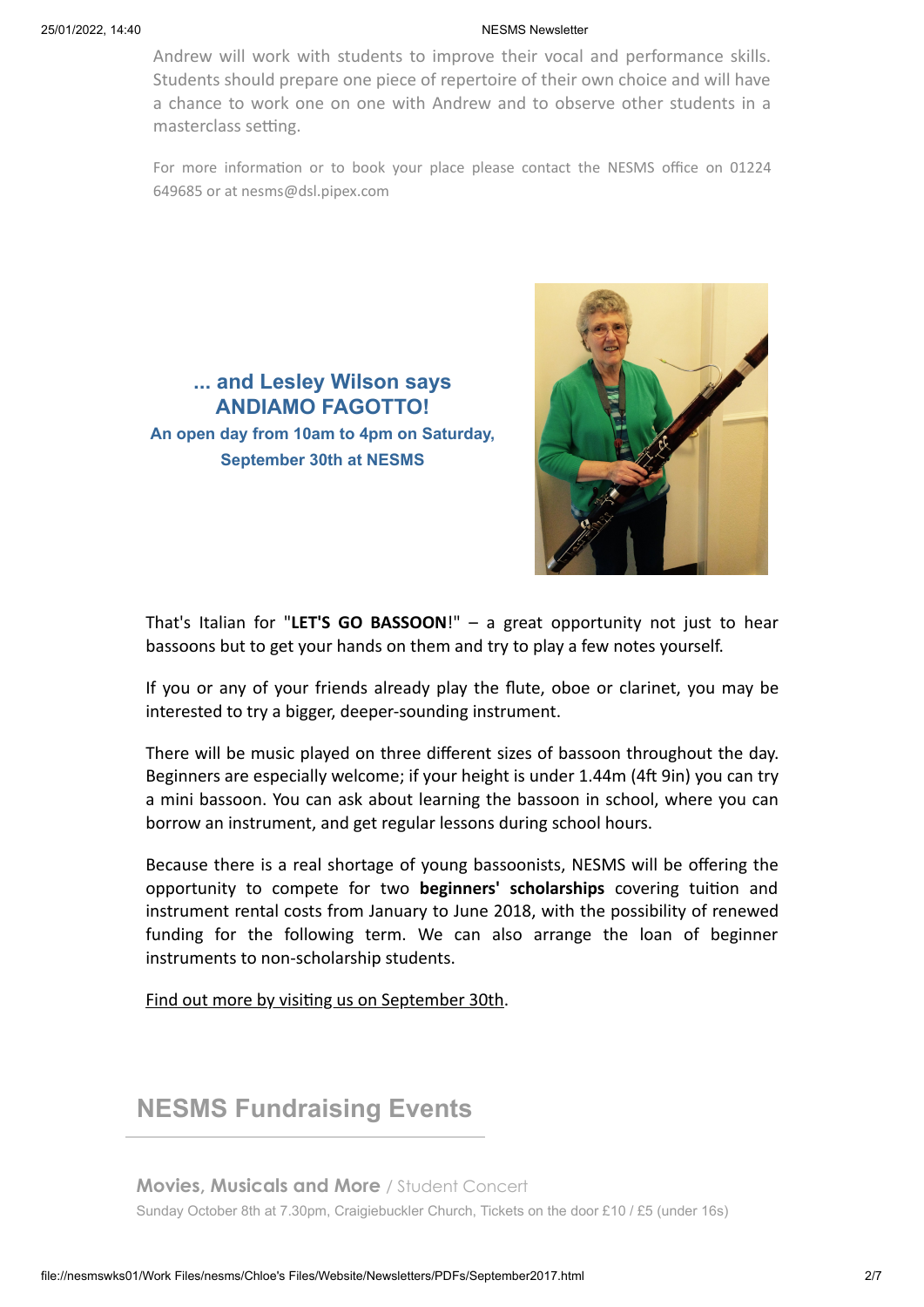Andrew will work with students to improve their vocal and performance skills. Students should prepare one piece of repertoire of their own choice and will have a chance to work one on one with Andrew and to observe other students in a masterclass setting.

For more information or to book your place please contact the NESMS office on 01224 649685 or at nesms@dsl.pipex.com

### ... and Lesley Wilson says ANDIAMO FAGOTTO!

**An open day from 10am to 4pm on Saturday, September 30th at NESMS**

That's Italian for "**LET'S GO BASSOON**!" – a great opportunity not just to hear bassoons but to get your hands on them and try to play a few notes yourself.

If you or any of your friends already play the flute, oboe or clarinet, you may be interested to try a bigger, deeper-sounding instrument.

There will be music played on three different sizes of bassoon throughout the day. Beginners are especially welcome; if your height is under 1.44m (4ft 9in) you can try a mini bassoon. You can ask about learning the bassoon in school, where you can borrow an instrument, and get regular lessons during school hours.

Because there is a real shortage of young bassoonists, NESMS will be offering the opportunity to compete for two **beginners' scholarships** covering tuition and instrument rental costs from January to June 2018, with the possibility of renewed funding for the following term. We can also arrange the loan of beginner instruments to non-scholarship students.

Find out more by visiting us on September 30th.

## NESMS Fundraising Events

**Movies, Musicals and More** / Student Concert

Sunday October 8th at 7.30pm, Craigiebuckler Church, Tickets on the door £10 / £5 (under 16s)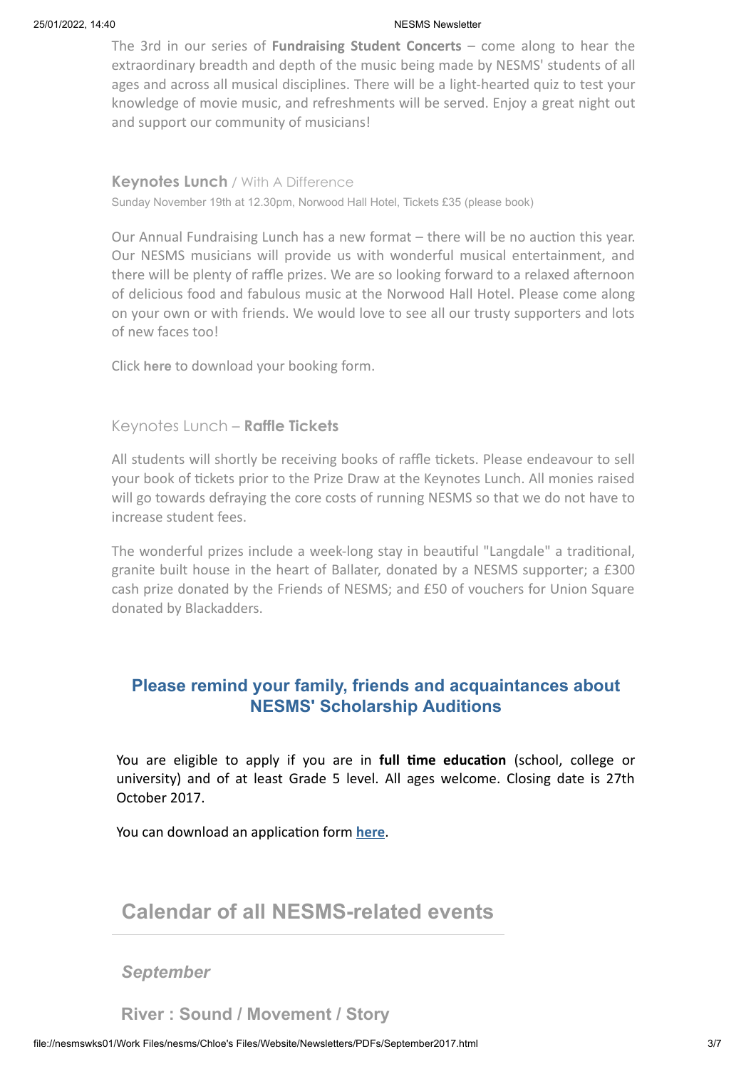The 3rd in our series of **Fundraising Student Concerts** – come along to hear the extraordinary breadth and depth of the music being made by NESMS' students of all ages and across all musical disciplines. There will be a light-hearted quiz to test your knowledge of movie music, and refreshments will be served. Enjoy a great night out and support our community of musicians!

### **Keynotes Lunch** / With A Difference

Sunday November 19th at 12.30pm, Norwood Hall Hotel, Tickets £35 (please book)

Our Annual Fundraising Lunch has a new format – there will be no auction this year. Our NESMS musicians will provide us with wonderful musical entertainment, and there will be plenty of raffle prizes. We are so looking forward to a relaxed afternoon of delicious food and fabulous music at the Norwood Hall Hotel. Please come along on your own or with friends. We would love to see all our trusty supporters and lots of new faces too!

Click **here** to download your booking form.

### Keynotes Lunch – **Raffle Tickets**

All students will shortly be receiving books of raffle tickets. Please endeavour to sell your book of tickets prior to the Prize Draw at the Keynotes Lunch. All monies raised will go towards defraying the core costs of running NESMS so that we do not have to increase student fees.

The wonderful prizes include a week-long stay in beautiful "Langdale" a traditional, granite built house in the heart of Ballater, donated by a NESMS supporter; a £300 cash prize donated by the Friends of NESMS; and £50 of vouchers for Union Square donated by Blackadders.

## Please remind your family, friends and acquaintances about NESMS' Scholarship Auditions

You are eligible to apply if you are in **full time education** (school, college or university) and of at least Grade 5 level. All ages welcome. Closing date is 27th October 2017.

You can download an application form **here**.

## Calendar of all NESMS-related events

### *September*

### River : Sound / Movement / Story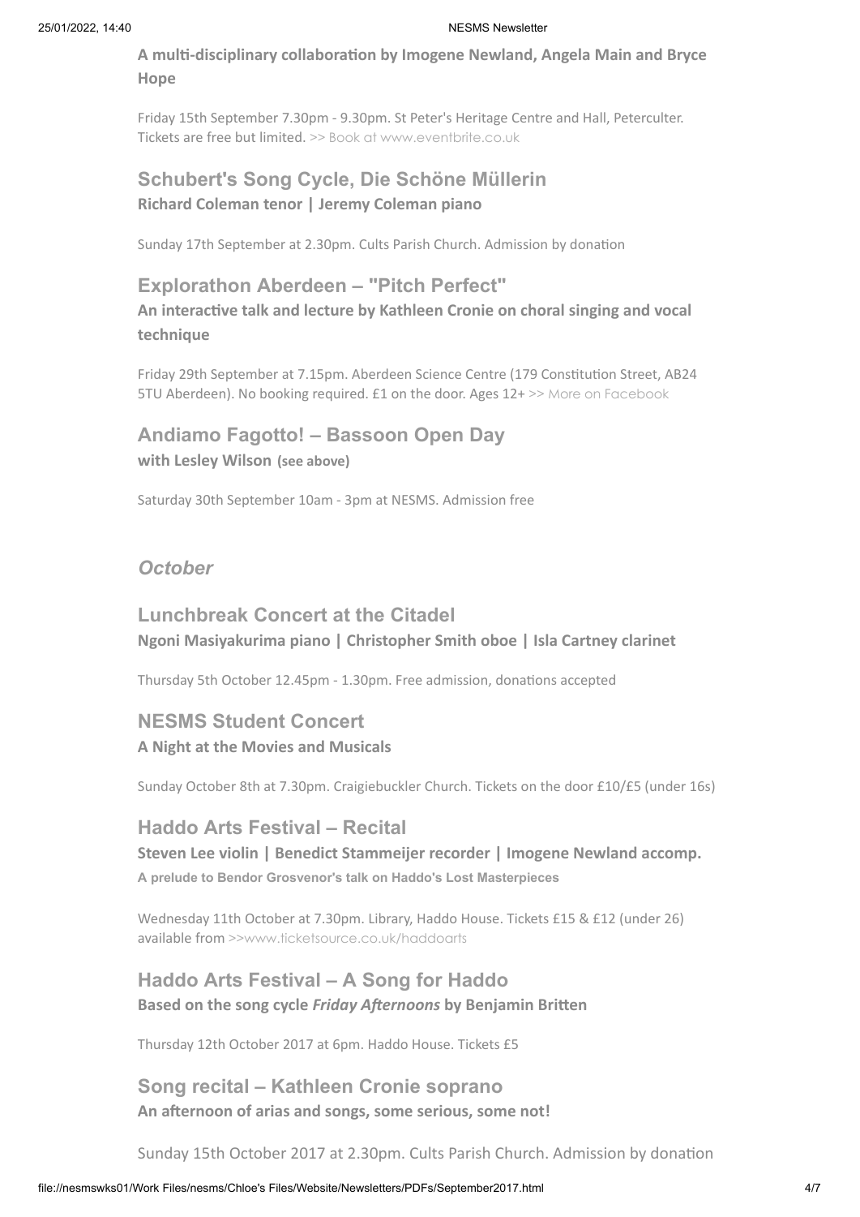**A multi-disciplinary collaboration by Imogene Newland, Angela Main and Bryce Hope**

Friday 15th September 7.30pm - 9.30pm. St Peter's Heritage Centre and Hall, Peterculter. Tickets are free but limited. >> Book at www.eventbrite.co.uk

### Schubert's Song Cycle, Die Schöne Müllerin

**Richard Coleman tenor | Jeremy Coleman piano**

Sunday 17th September at 2.30pm. Cults Parish Church. Admission by donation

### Explorathon Aberdeen – "Pitch Perfect"

**An interactive talk and lecture by Kathleen Cronie on choral singing and vocal technique**

Friday 29th September at 7.15pm. Aberdeen Science Centre (179 Constitution Street, AB24 5TU Aberdeen). No booking required. £1 on the door. Ages 12+ >> More on Facebook

### Andiamo Fagotto! – Bassoon Open Day

**with Lesley Wilson (see above)**

Saturday 30th September 10am - 3pm at NESMS. Admission free

## *October*

### Lunchbreak Concert at the Citadel

**Ngoni Masiyakurima piano | Christopher Smith oboe | Isla Cartney clarinet**

Thursday 5th October 12.45pm - 1.30pm. Free admission, donations accepted

### NESMS Student Concert

**A Night at the Movies and Musicals**

Sunday October 8th at 7.30pm. Craigiebuckler Church. Tickets on the door £10/£5 (under 16s)

### Haddo Arts Festival – Recital

**Steven Lee violin | Benedict Stammeijer recorder | Imogene Newland accomp.**

**A prelude to Bendor Grosvenor's talk on Haddo's Lost Masterpieces**

Wednesday 11th October at 7.30pm. Library, Haddo House. Tickets £15 & £12 (under 26) available from >>www.ticketsource.co.uk/haddoarts

### Haddo Arts Festival – A Song for Haddo

**Based on the song cycle *Friday Afternoons* by Benjamin Britten**

Thursday 12th October 2017 at 6pm. Haddo House. Tickets £5

### Song recital – Kathleen Cronie soprano

**An afternoon of arias and songs, some serious, some not!**

Sunday 15th October 2017 at 2.30pm. Cults Parish Church. Admission by donation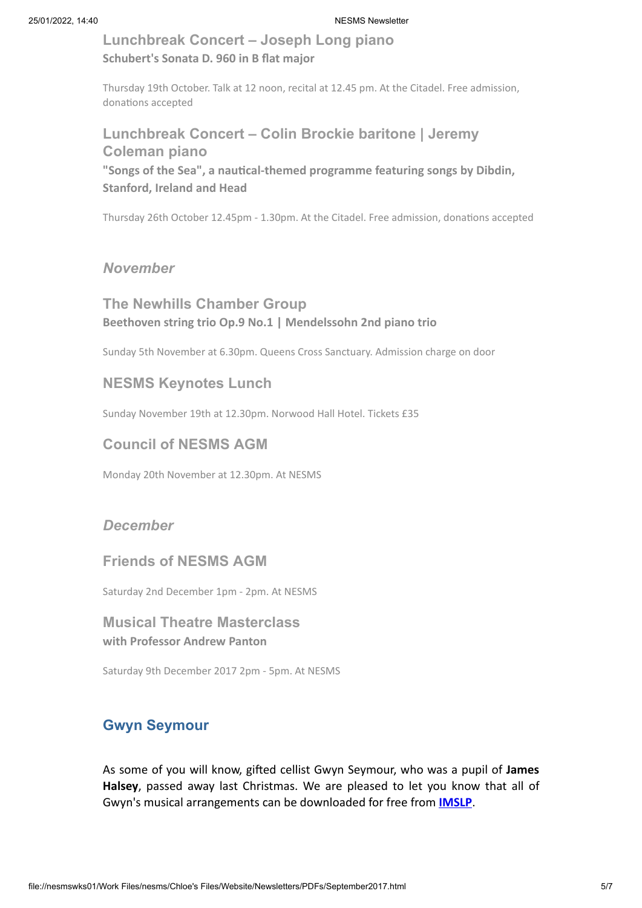### Lunchbreak Concert – Joseph Long piano

**Schubert's Sonata D. 960 in B flat major**

Thursday 19th October. Talk at 12 noon, recital at 12.45 pm. At the Citadel. Free admission, donations accepted

### Lunchbreak Concert – Colin Brockie baritone | Jeremy Coleman piano

**"Songs of the Sea", a nautical-themed programme featuring songs by Dibdin, Stanford, Ireland and Head**

Thursday 26th October 12.45pm - 1.30pm. At the Citadel. Free admission, donations accepted

## *November*

### The Newhills Chamber Group

**Beethoven string trio Op.9 No.1 | Mendelssohn 2nd piano trio**

Sunday 5th November at 6.30pm. Queens Cross Sanctuary. Admission charge on door

### NESMS Keynotes Lunch

Sunday November 19th at 12.30pm. Norwood Hall Hotel. Tickets £35

### Council of NESMS AGM

Monday 20th November at 12.30pm. At NESMS

## *December*

### Friends of NESMS AGM

Saturday 2nd December 1pm - 2pm. At NESMS

### Musical Theatre Masterclass

**with Professor Andrew Panton**

Saturday 9th December 2017 2pm - 5pm. At NESMS

## Gwyn Seymour

As some of you will know, gifted cellist Gwyn Seymour, who was a pupil of **James Halsey**, passed away last Christmas. We are pleased to let you know that all of Gwyn's musical arrangements can be downloaded for free from **IMSLP**.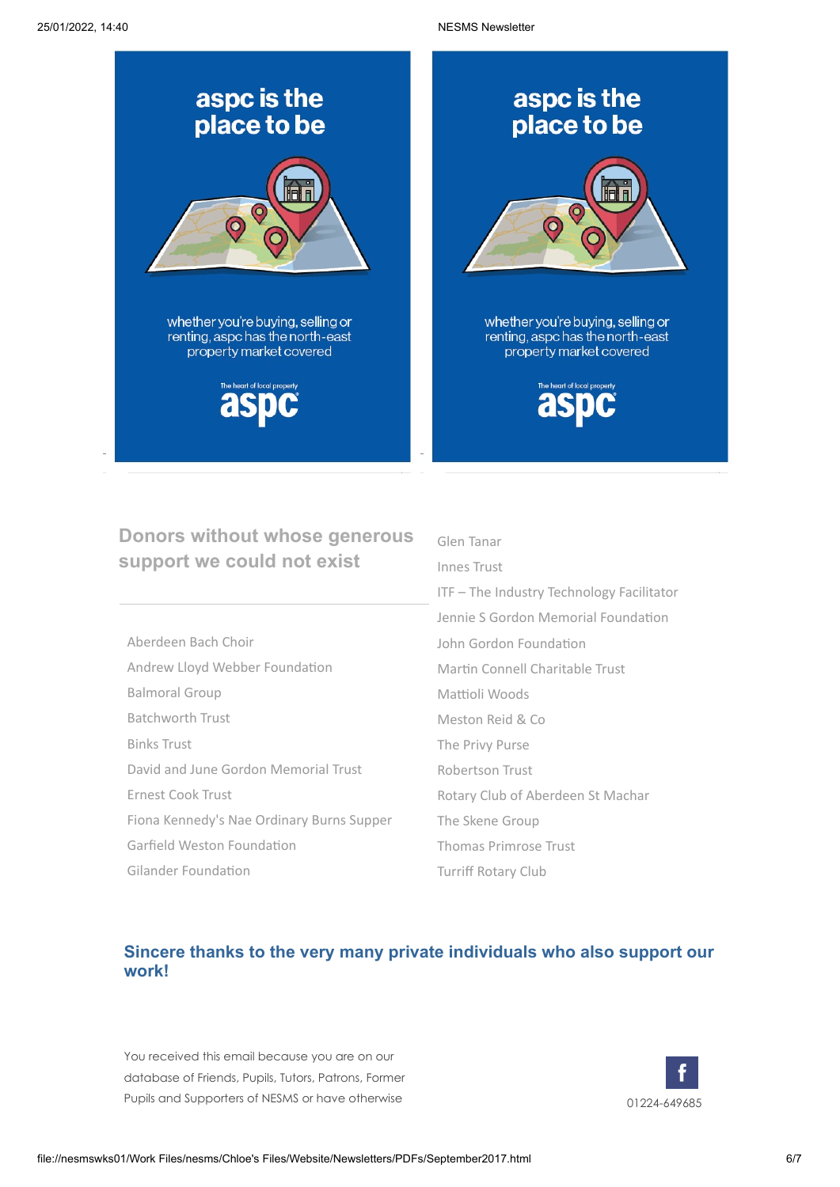aspc is the place to be

whether you're buying, selling or renting, aspc has the north-east property market covered

The heart of local property

aspc

aspc is the place to be

whether you're buying, selling or renting, aspc has the north-east property market covered

The heart of local property

aspc

## Donors without whose generous support we could not exist

Aberdeen Bach Choir

Andrew Lloyd Webber Foundation

Balmoral Group

Batchworth Trust

Binks Trust

David and June Gordon Memorial Trust

Ernest Cook Trust

Fiona Kennedy's Nae Ordinary Burns Supper

Garfield Weston Foundation

Gilander Foundation

Glen Tanar

Innes Trust

ITF – The Industry Technology Facilitator

Jennie S Gordon Memorial Foundation

John Gordon Foundation

Martin Connell Charitable Trust

Mattioli Woods

Meston Reid & Co

The Privy Purse

Robertson Trust

Rotary Club of Aberdeen St Machar

The Skene Group

Thomas Primrose Trust

Turriff Rotary Club

## Sincere thanks to the very many private individuals who also support our work!

You received this email because you are on our database of Friends, Pupils, Tutors, Patrons, Former Pupils and Supporters of NESMS or have otherwise

01224-649685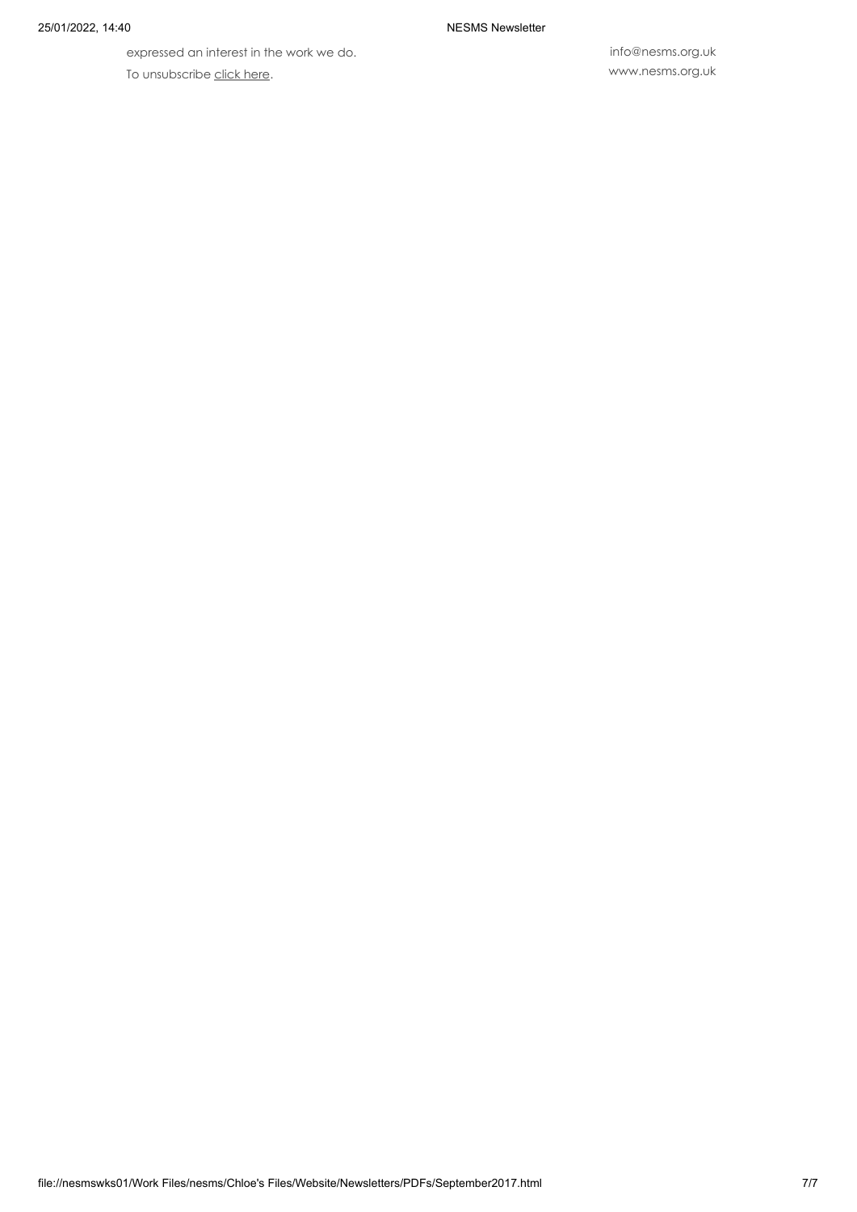expressed an interest in the work we do.

To unsubscribe click here.

info@nesms.org.uk

www.nesms.org.uk